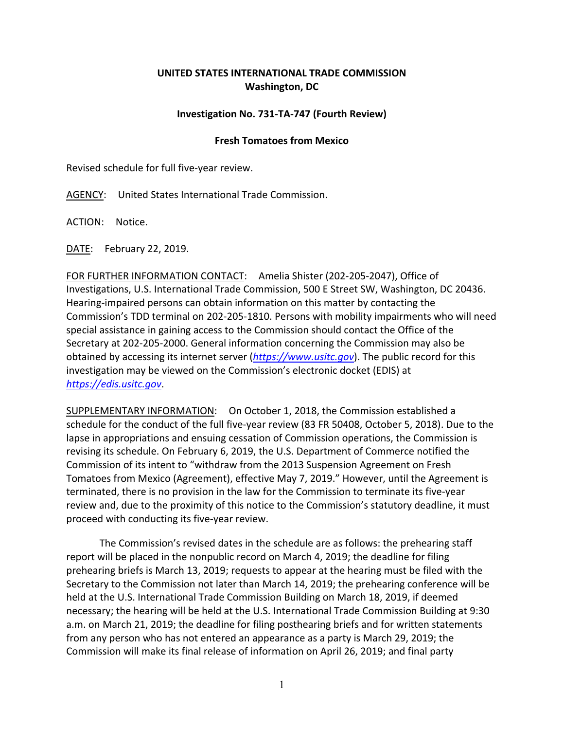**UNITED STATES INTERNATIONAL TRADE COMMISSION**
**Washington, DC**

**Investigation No. 731-TA-747 (Fourth Review)**

**Fresh Tomatoes from Mexico**

Revised schedule for full five-year review.

AGENCY: United States International Trade Commission.

ACTION: Notice.

DATE: February 22, 2019.

FOR FURTHER INFORMATION CONTACT: Amelia Shister (202-205-2047), Office of Investigations, U.S. International Trade Commission, 500 E Street SW, Washington, DC 20436. Hearing-impaired persons can obtain information on this matter by contacting the Commission's TDD terminal on 202-205-1810. Persons with mobility impairments who will need special assistance in gaining access to the Commission should contact the Office of the Secretary at 202-205-2000. General information concerning the Commission may also be obtained by accessing its internet server (*https://www.usitc.gov*). The public record for this investigation may be viewed on the Commission's electronic docket (EDIS) at *https://edis.usitc.gov*.

SUPPLEMENTARY INFORMATION: On October 1, 2018, the Commission established a schedule for the conduct of the full five-year review (83 FR 50408, October 5, 2018). Due to the lapse in appropriations and ensuing cessation of Commission operations, the Commission is revising its schedule. On February 6, 2019, the U.S. Department of Commerce notified the Commission of its intent to "withdraw from the 2013 Suspension Agreement on Fresh Tomatoes from Mexico (Agreement), effective May 7, 2019." However, until the Agreement is terminated, there is no provision in the law for the Commission to terminate its five-year review and, due to the proximity of this notice to the Commission's statutory deadline, it must proceed with conducting its five-year review.

The Commission's revised dates in the schedule are as follows: the prehearing staff report will be placed in the nonpublic record on March 4, 2019; the deadline for filing prehearing briefs is March 13, 2019; requests to appear at the hearing must be filed with the Secretary to the Commission not later than March 14, 2019; the prehearing conference will be held at the U.S. International Trade Commission Building on March 18, 2019, if deemed necessary; the hearing will be held at the U.S. International Trade Commission Building at 9:30 a.m. on March 21, 2019; the deadline for filing posthearing briefs and for written statements from any person who has not entered an appearance as a party is March 29, 2019; the Commission will make its final release of information on April 26, 2019; and final party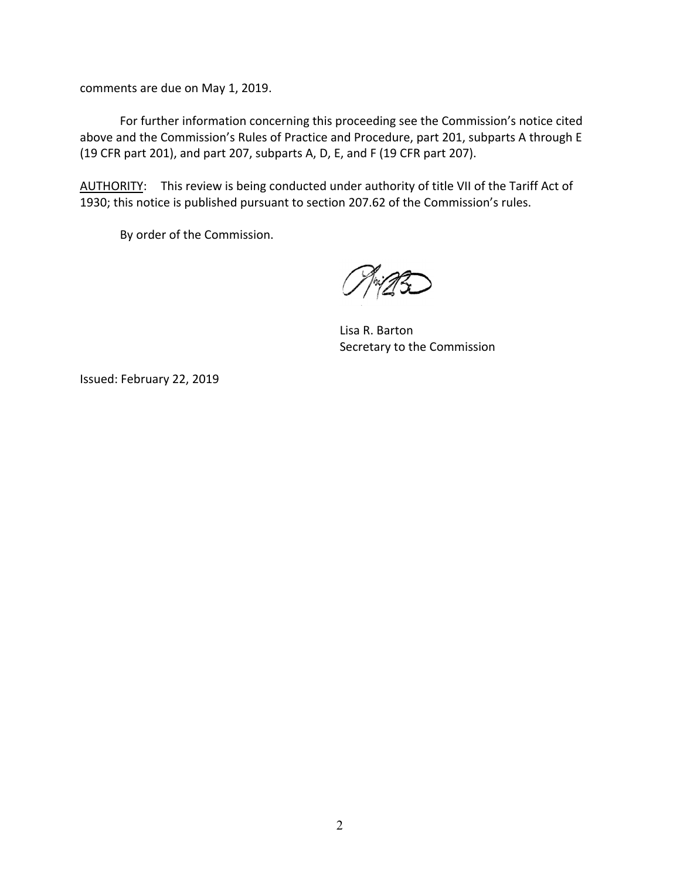comments are due on May 1, 2019.

For further information concerning this proceeding see the Commission's notice cited above and the Commission's Rules of Practice and Procedure, part 201, subparts A through E (19 CFR part 201), and part 207, subparts A, D, E, and F (19 CFR part 207).

AUTHORITY: This review is being conducted under authority of title VII of the Tariff Act of 1930; this notice is published pursuant to section 207.62 of the Commission's rules.

By order of the Commission.

Lisa R. Barton
Secretary to the Commission

Issued: February 22, 2019